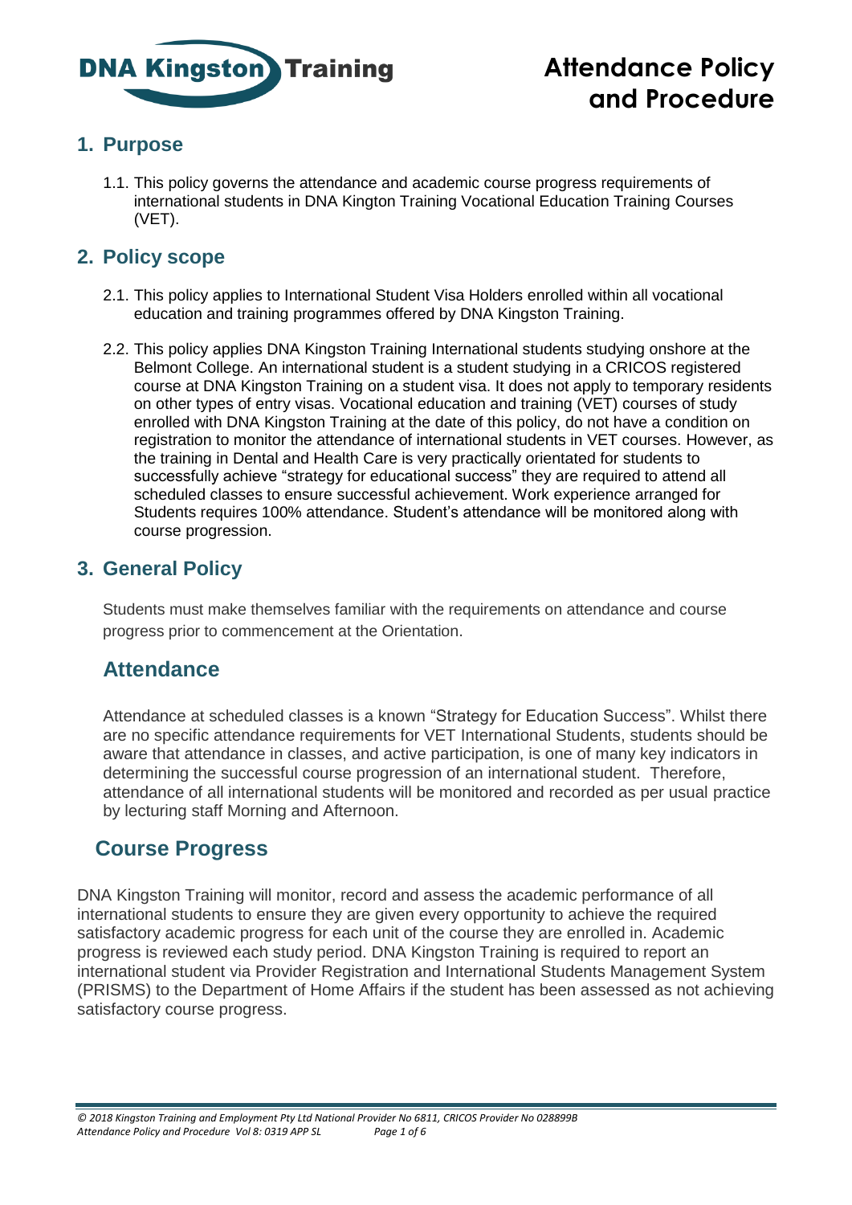DNA Kingston Training

# Attendance Policy and Procedure

## 1. Purpose

1.1. This policy governs the attendance and academic course progress requirements of international students in DNA Kington Training Vocational Education Training Courses (VET).

## 2. Policy scope

2.1. This policy applies to International Student Visa Holders enrolled within all vocational education and training programmes offered by DNA Kingston Training.

2.2. This policy applies DNA Kingston Training International students studying onshore at the Belmont College. An international student is a student studying in a CRICOS registered course at DNA Kingston Training on a student visa. It does not apply to temporary residents on other types of entry visas. Vocational education and training (VET) courses of study enrolled with DNA Kingston Training at the date of this policy, do not have a condition on registration to monitor the attendance of international students in VET courses. However, as the training in Dental and Health Care is very practically orientated for students to successfully achieve "strategy for educational success" they are required to attend all scheduled classes to ensure successful achievement. Work experience arranged for Students requires 100% attendance. Student's attendance will be monitored along with course progression.

## 3. General Policy

Students must make themselves familiar with the requirements on attendance and course progress prior to commencement at the Orientation.

## Attendance

Attendance at scheduled classes is a known "Strategy for Education Success". Whilst there are no specific attendance requirements for VET International Students, students should be aware that attendance in classes, and active participation, is one of many key indicators in determining the successful course progression of an international student. Therefore, attendance of all international students will be monitored and recorded as per usual practice by lecturing staff Morning and Afternoon.

## Course Progress

DNA Kingston Training will monitor, record and assess the academic performance of all international students to ensure they are given every opportunity to achieve the required satisfactory academic progress for each unit of the course they are enrolled in. Academic progress is reviewed each study period. DNA Kingston Training is required to report an international student via Provider Registration and International Students Management System (PRISMS) to the Department of Home Affairs if the student has been assessed as not achieving satisfactory course progress.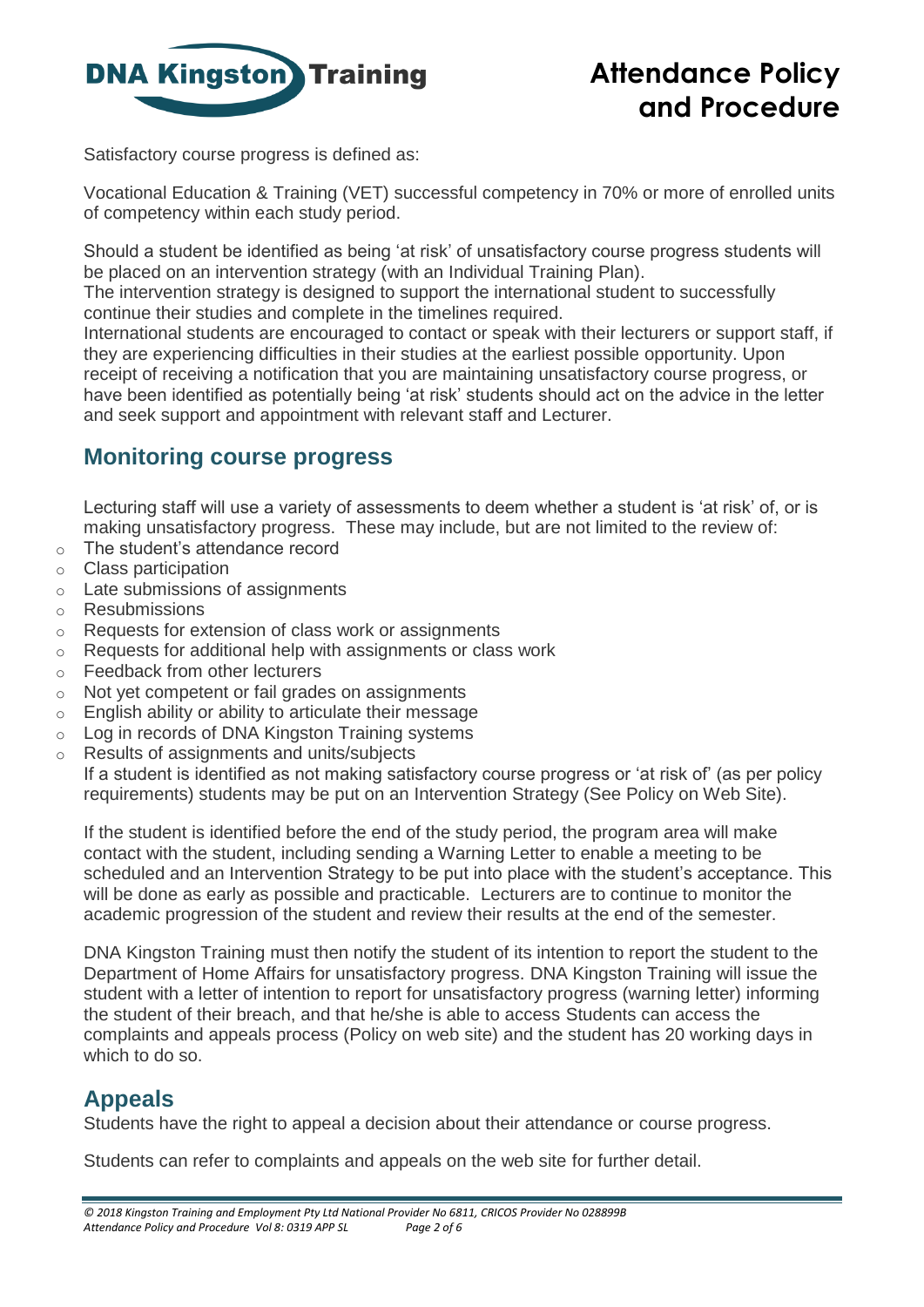Satisfactory course progress is defined as:

Vocational Education & Training (VET) successful competency in 70% or more of enrolled units of competency within each study period.

Should a student be identified as being 'at risk' of unsatisfactory course progress students will be placed on an intervention strategy (with an Individual Training Plan).
The intervention strategy is designed to support the international student to successfully continue their studies and complete in the timelines required.
International students are encouraged to contact or speak with their lecturers or support staff, if they are experiencing difficulties in their studies at the earliest possible opportunity. Upon receipt of receiving a notification that you are maintaining unsatisfactory course progress, or have been identified as potentially being 'at risk' students should act on the advice in the letter and seek support and appointment with relevant staff and Lecturer.

## Monitoring course progress

Lecturing staff will use a variety of assessments to deem whether a student is 'at risk' of, or is making unsatisfactory progress. These may include, but are not limited to the review of:

- The student's attendance record
- Class participation
- Late submissions of assignments
- Resubmissions
- Requests for extension of class work or assignments
- Requests for additional help with assignments or class work
- Feedback from other lecturers
- Not yet competent or fail grades on assignments
- English ability or ability to articulate their message
- Log in records of DNA Kingston Training systems
- Results of assignments and units/subjects

If a student is identified as not making satisfactory course progress or 'at risk of' (as per policy requirements) students may be put on an Intervention Strategy (See Policy on Web Site).

If the student is identified before the end of the study period, the program area will make contact with the student, including sending a Warning Letter to enable a meeting to be scheduled and an Intervention Strategy to be put into place with the student's acceptance. This will be done as early as possible and practicable. Lecturers are to continue to monitor the academic progression of the student and review their results at the end of the semester.

DNA Kingston Training must then notify the student of its intention to report the student to the Department of Home Affairs for unsatisfactory progress. DNA Kingston Training will issue the student with a letter of intention to report for unsatisfactory progress (warning letter) informing the student of their breach, and that he/she is able to access Students can access the complaints and appeals process (Policy on web site) and the student has 20 working days in which to do so.

## Appeals

Students have the right to appeal a decision about their attendance or course progress.

Students can refer to complaints and appeals on the web site for further detail.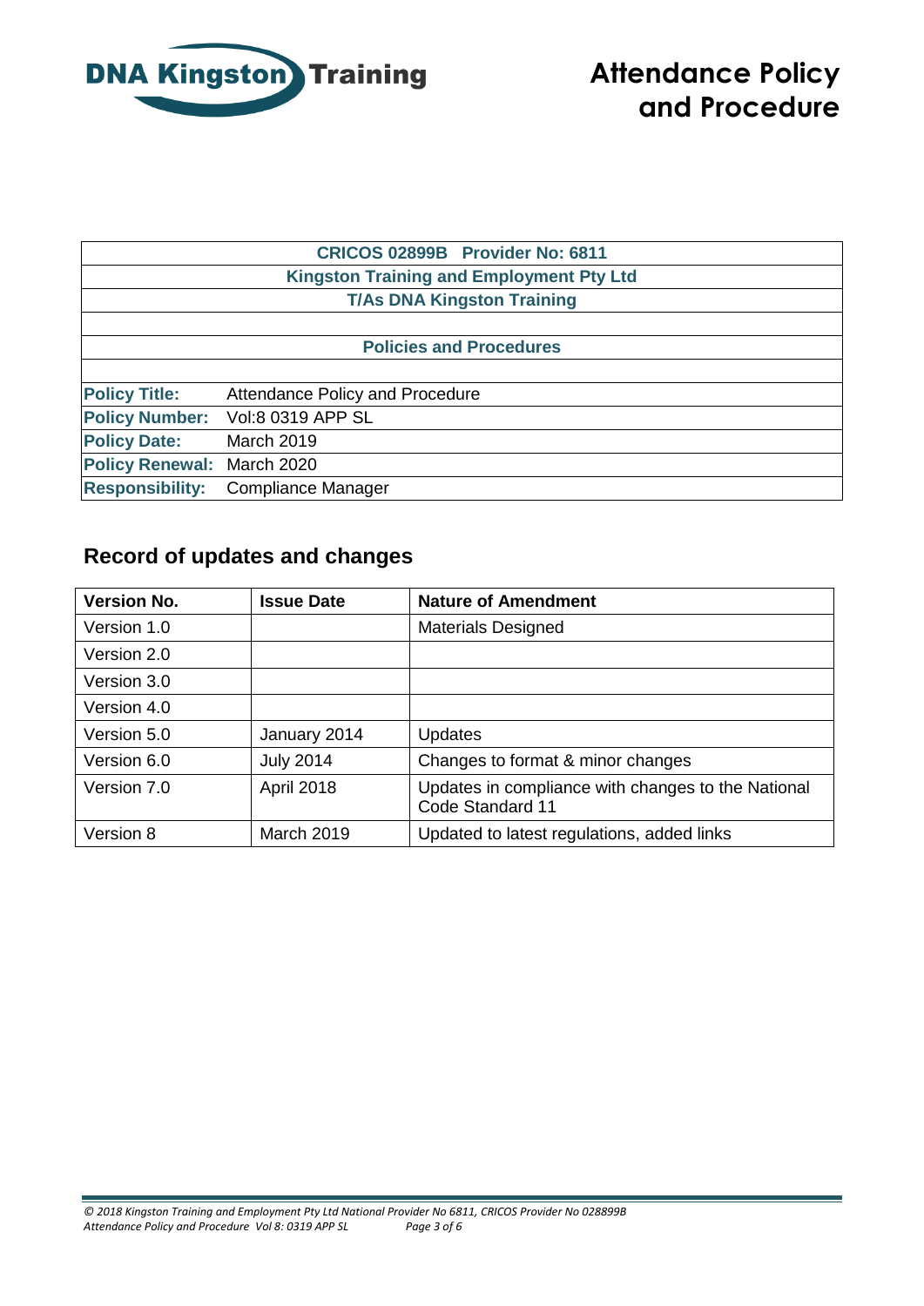# Attendance Policy and Procedure

| |
|---|
| **CRICOS 02899B Provider No: 6811** |
| **Kingston Training and Employment Pty Ltd** |
| **T/As DNA Kingston Training** |
| |
| **Policies and Procedures** |
| |

| | |
|---|---|
| **Policy Title:** | Attendance Policy and Procedure |
| **Policy Number:** | Vol:8 0319 APP SL |
| **Policy Date:** | March 2019 |
| **Policy Renewal:** | March 2020 |
| **Responsibility:** | Compliance Manager |

## Record of updates and changes

| Version No. | Issue Date | Nature of Amendment |
|---|---|---|
| Version 1.0 | | Materials Designed |
| Version 2.0 | | |
| Version 3.0 | | |
| Version 4.0 | | |
| Version 5.0 | January 2014 | Updates |
| Version 6.0 | July 2014 | Changes to format & minor changes |
| Version 7.0 | April 2018 | Updates in compliance with changes to the National Code Standard 11 |
| Version 8 | March 2019 | Updated to latest regulations, added links |